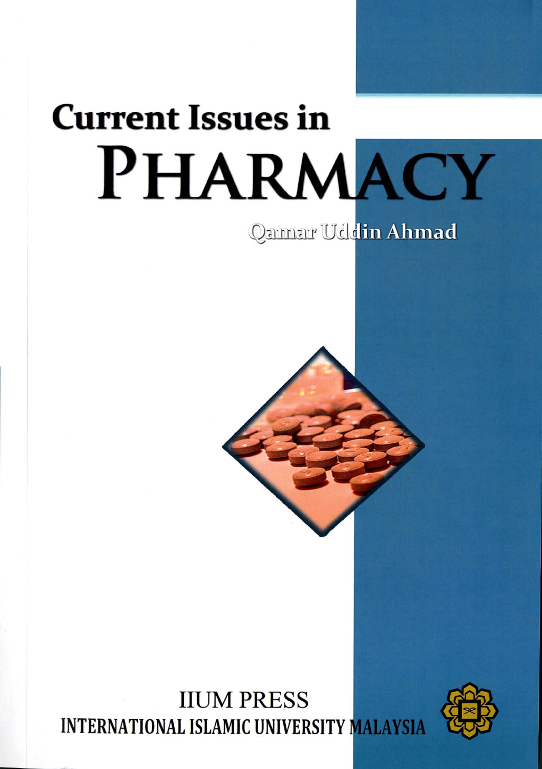# Current Issues in PHARMACY

Qamar Uddin Ahmad

IIUM PRESS

INTERNATIONAL ISLAMIC UNIVERSITY MALAYSIA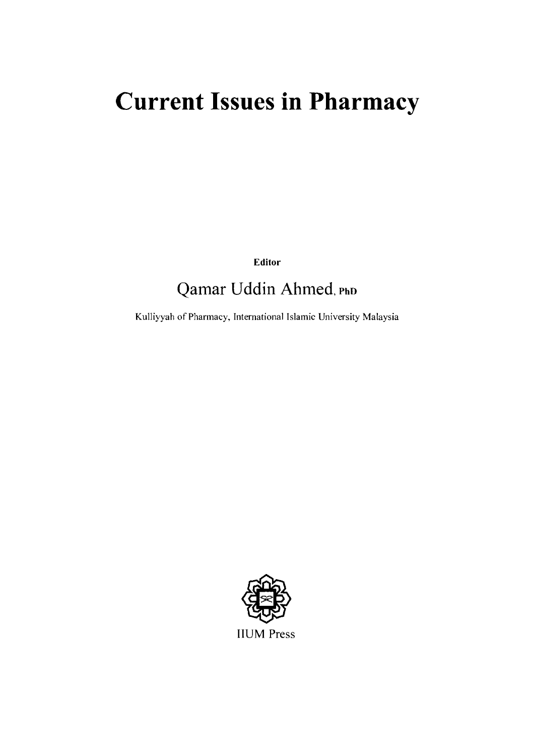# Current Issues in Pharmacy

**Editor**

Qamar Uddin Ahmed, **PhD**

Kulliyyah of Pharmacy, International Islamic University Malaysia

IIUM Press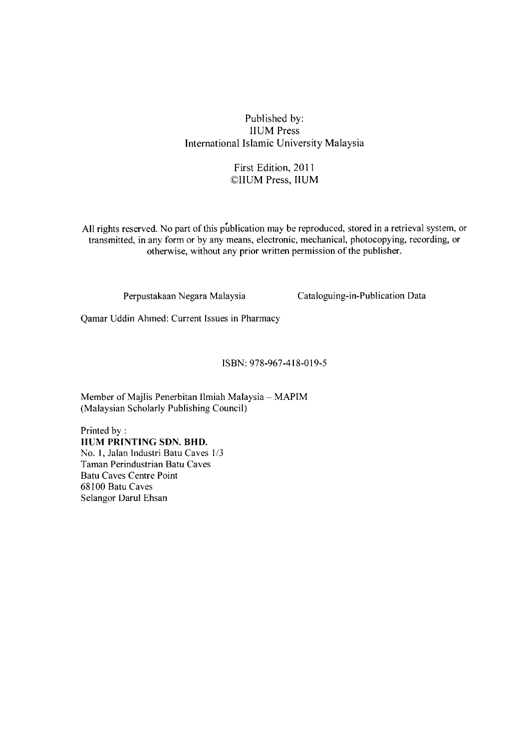Published by:
IIUM Press
International Islamic University Malaysia

First Edition, 2011
©IIUM Press, IIUM

All rights reserved. No part of this publication may be reproduced, stored in a retrieval system, or transmitted, in any form or by any means, electronic, mechanical, photocopying, recording, or otherwise, without any prior written permission of the publisher.

Perpustakaan Negara Malaysia    Cataloguing-in-Publication Data

Qamar Uddin Ahmed: Current Issues in Pharmacy

ISBN: 978-967-418-019-5

Member of Majlis Penerbitan Ilmiah Malaysia – MAPIM
(Malaysian Scholarly Publishing Council)

Printed by :
**IIUM PRINTING SDN. BHD.**
No. 1, Jalan Industri Batu Caves 1/3
Taman Perindustrian Batu Caves
Batu Caves Centre Point
68100 Batu Caves
Selangor Darul Ehsan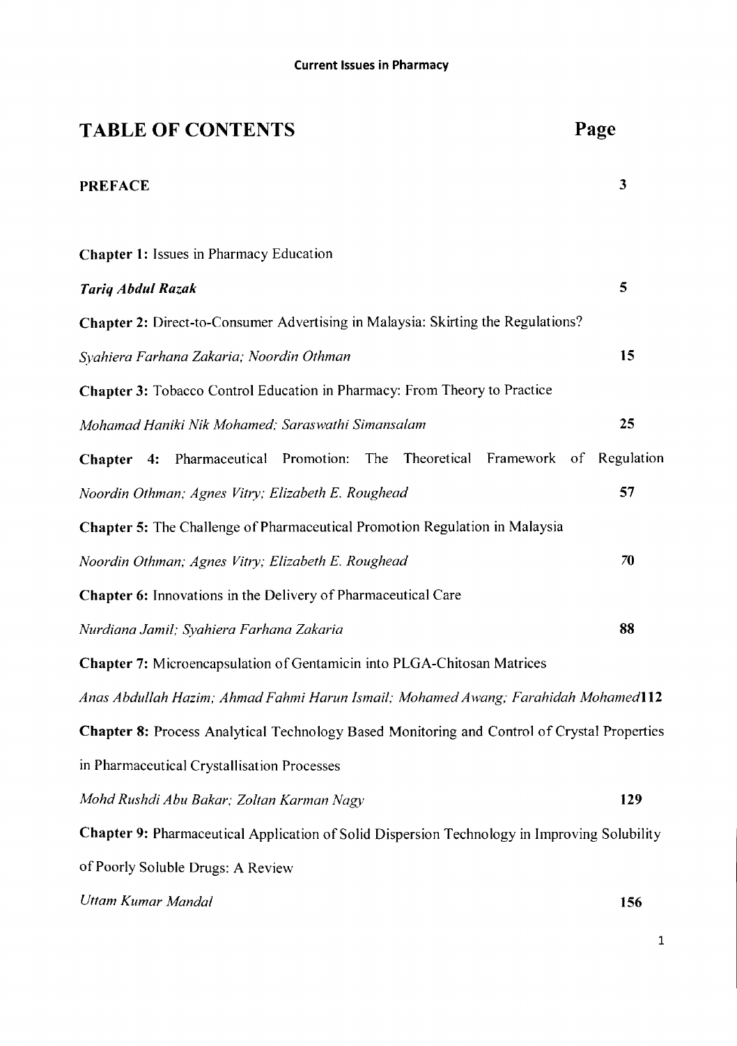# TABLE OF CONTENTS

| | Page |
|---|---|
| **PREFACE** | **3** |
| **Chapter 1:** Issues in Pharmacy Education<br>***Tariq Abdul Razak*** | **5** |
| **Chapter 2:** Direct-to-Consumer Advertising in Malaysia: Skirting the Regulations?<br>*Syahiera Farhana Zakaria; Noordin Othman* | **15** |
| **Chapter 3:** Tobacco Control Education in Pharmacy: From Theory to Practice<br>*Mohamad Haniki Nik Mohamed; Saraswathi Simansalam* | **25** |
| **Chapter 4:** Pharmaceutical Promotion: The Theoretical Framework of Regulation<br>*Noordin Othman; Agnes Vitry; Elizabeth E. Roughead* | **57** |
| **Chapter 5:** The Challenge of Pharmaceutical Promotion Regulation in Malaysia<br>*Noordin Othman; Agnes Vitry; Elizabeth E. Roughead* | **70** |
| **Chapter 6:** Innovations in the Delivery of Pharmaceutical Care<br>*Nurdiana Jamil; Syahiera Farhana Zakaria* | **88** |
| **Chapter 7:** Microencapsulation of Gentamicin into PLGA-Chitosan Matrices<br>*Anas Abdullah Hazim; Ahmad Fahmi Harun Ismail; Mohamed Awang; Farahidah Mohamed* | **112** |
| **Chapter 8:** Process Analytical Technology Based Monitoring and Control of Crystal Properties in Pharmaceutical Crystallisation Processes<br>*Mohd Rushdi Abu Bakar; Zoltan Karman Nagy* | **129** |
| **Chapter 9:** Pharmaceutical Application of Solid Dispersion Technology in Improving Solubility of Poorly Soluble Drugs: A Review<br>*Uttam Kumar Mandal* | **156** |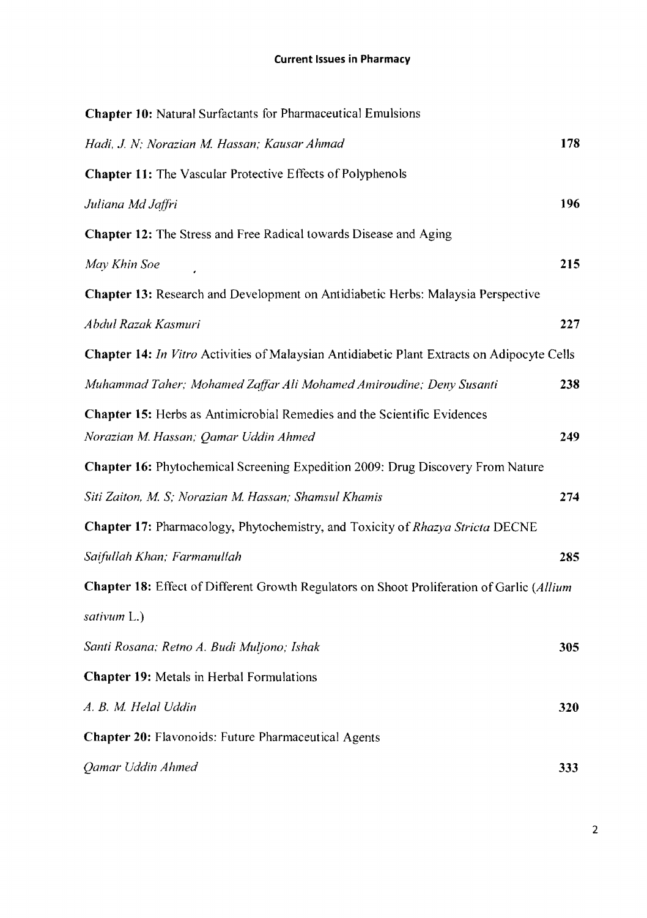**Chapter 10:** Natural Surfactants for Pharmaceutical Emulsions

*Hadi, J. N; Norazian M. Hassan; Kausar Ahmad* **178**

**Chapter 11:** The Vascular Protective Effects of Polyphenols

*Juliana Md Jaffri* **196**

**Chapter 12:** The Stress and Free Radical towards Disease and Aging

*May Khin Soe* **215**

**Chapter 13:** Research and Development on Antidiabetic Herbs: Malaysia Perspective

*Abdul Razak Kasmuri* **227**

**Chapter 14:** *In Vitro* Activities of Malaysian Antidiabetic Plant Extracts on Adipocyte Cells

*Muhammad Taher; Mohamed Zaffar Ali Mohamed Amiroudine; Deny Susanti* **238**

**Chapter 15:** Herbs as Antimicrobial Remedies and the Scientific Evidences

*Norazian M. Hassan; Qamar Uddin Ahmed* **249**

**Chapter 16:** Phytochemical Screening Expedition 2009: Drug Discovery From Nature

*Siti Zaiton, M. S; Norazian M. Hassan; Shamsul Khamis* **274**

**Chapter 17:** Pharmacology, Phytochemistry, and Toxicity of *Rhazya Stricta* DECNE

*Saifullah Khan; Farmanullah* **285**

**Chapter 18:** Effect of Different Growth Regulators on Shoot Proliferation of Garlic (*Allium sativum* L.)

*Santi Rosana; Retno A. Budi Muljono; Ishak* **305**

**Chapter 19:** Metals in Herbal Formulations

*A. B. M. Helal Uddin* **320**

**Chapter 20:** Flavonoids: Future Pharmaceutical Agents

*Qamar Uddin Ahmed* **333**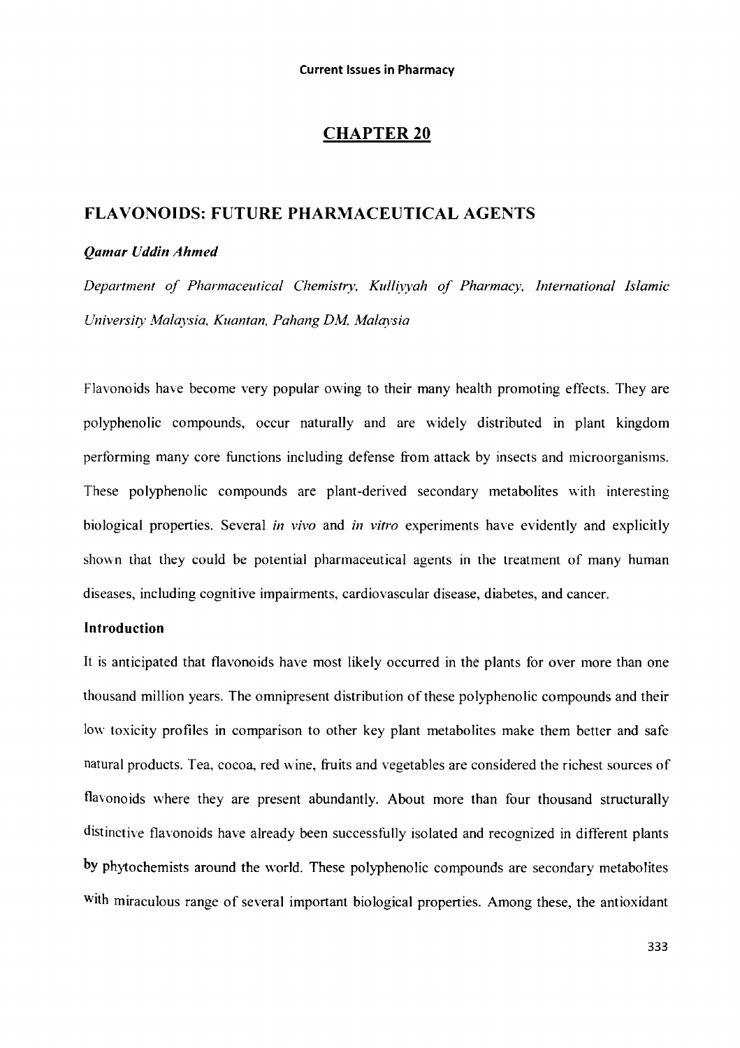# CHAPTER 20

## FLAVONOIDS: FUTURE PHARMACEUTICAL AGENTS

***Qamar Uddin Ahmed***

*Department of Pharmaceutical Chemistry, Kulliyyah of Pharmacy, International Islamic University Malaysia, Kuantan, Pahang DM, Malaysia*

Flavonoids have become very popular owing to their many health promoting effects. They are polyphenolic compounds, occur naturally and are widely distributed in plant kingdom performing many core functions including defense from attack by insects and microorganisms. These polyphenolic compounds are plant-derived secondary metabolites with interesting biological properties. Several *in vivo* and *in vitro* experiments have evidently and explicitly shown that they could be potential pharmaceutical agents in the treatment of many human diseases, including cognitive impairments, cardiovascular disease, diabetes, and cancer.

### Introduction

It is anticipated that flavonoids have most likely occurred in the plants for over more than one thousand million years. The omnipresent distribution of these polyphenolic compounds and their low toxicity profiles in comparison to other key plant metabolites make them better and safe natural products. Tea, cocoa, red wine, fruits and vegetables are considered the richest sources of flavonoids where they are present abundantly. About more than four thousand structurally distinctive flavonoids have already been successfully isolated and recognized in different plants by phytochemists around the world. These polyphenolic compounds are secondary metabolites with miraculous range of several important biological properties. Among these, the antioxidant